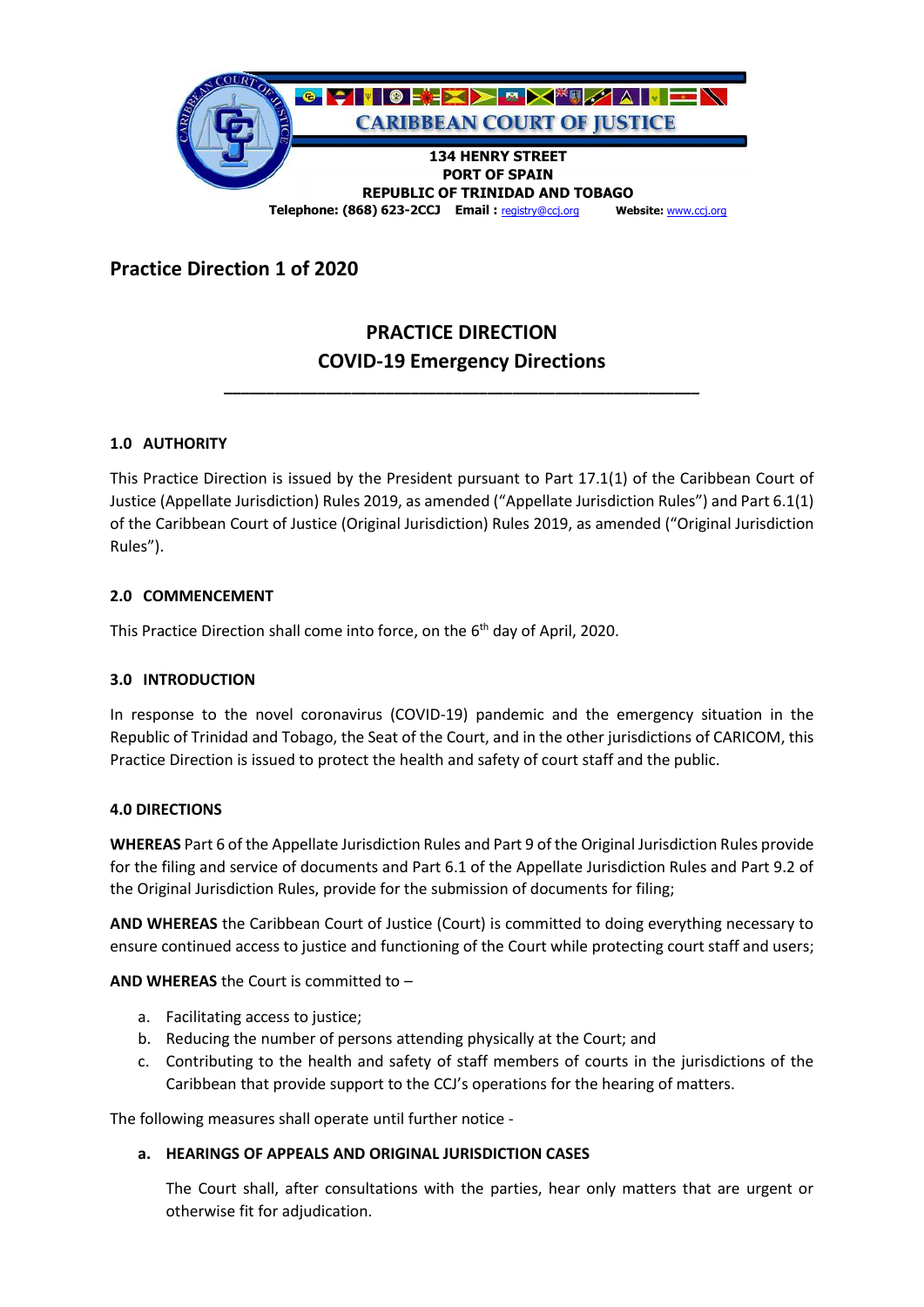**CARIBBEAN COURT OF JUSTICE**

**134 HENRY STREET**
**PORT OF SPAIN**
**REPUBLIC OF TRINIDAD AND TOBAGO**
**Telephone: (868) 623-2CCJ Email :** registry@ccj.org **Website:** www.ccj.org

## Practice Direction 1 of 2020

## PRACTICE DIRECTION
## COVID-19 Emergency Directions

---

### 1.0 AUTHORITY

This Practice Direction is issued by the President pursuant to Part 17.1(1) of the Caribbean Court of Justice (Appellate Jurisdiction) Rules 2019, as amended ("Appellate Jurisdiction Rules") and Part 6.1(1) of the Caribbean Court of Justice (Original Jurisdiction) Rules 2019, as amended ("Original Jurisdiction Rules").

### 2.0 COMMENCEMENT

This Practice Direction shall come into force, on the 6th day of April, 2020.

### 3.0 INTRODUCTION

In response to the novel coronavirus (COVID-19) pandemic and the emergency situation in the Republic of Trinidad and Tobago, the Seat of the Court, and in the other jurisdictions of CARICOM, this Practice Direction is issued to protect the health and safety of court staff and the public.

### 4.0 DIRECTIONS

**WHEREAS** Part 6 of the Appellate Jurisdiction Rules and Part 9 of the Original Jurisdiction Rules provide for the filing and service of documents and Part 6.1 of the Appellate Jurisdiction Rules and Part 9.2 of the Original Jurisdiction Rules, provide for the submission of documents for filing;

**AND WHEREAS** the Caribbean Court of Justice (Court) is committed to doing everything necessary to ensure continued access to justice and functioning of the Court while protecting court staff and users;

**AND WHEREAS** the Court is committed to –

a. Facilitating access to justice;
b. Reducing the number of persons attending physically at the Court; and
c. Contributing to the health and safety of staff members of courts in the jurisdictions of the Caribbean that provide support to the CCJ's operations for the hearing of matters.

The following measures shall operate until further notice -

**a. HEARINGS OF APPEALS AND ORIGINAL JURISDICTION CASES**

The Court shall, after consultations with the parties, hear only matters that are urgent or otherwise fit for adjudication.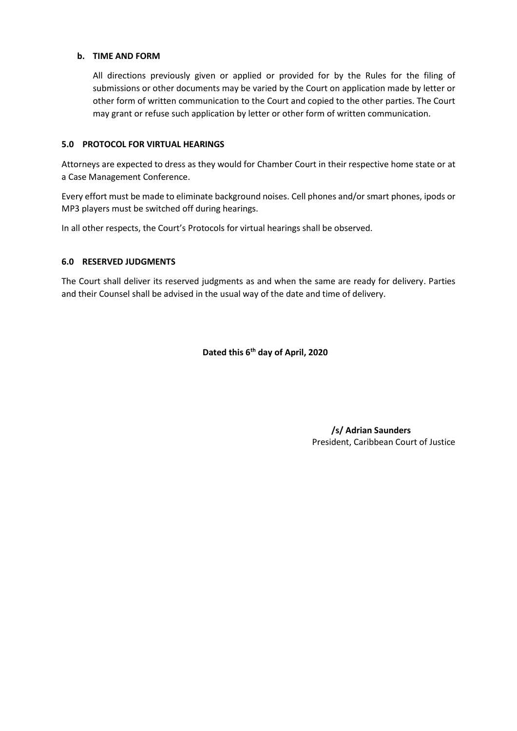**b. TIME AND FORM**

All directions previously given or applied or provided for by the Rules for the filing of submissions or other documents may be varied by the Court on application made by letter or other form of written communication to the Court and copied to the other parties. The Court may grant or refuse such application by letter or other form of written communication.

## 5.0 PROTOCOL FOR VIRTUAL HEARINGS

Attorneys are expected to dress as they would for Chamber Court in their respective home state or at a Case Management Conference.

Every effort must be made to eliminate background noises. Cell phones and/or smart phones, ipods or MP3 players must be switched off during hearings.

In all other respects, the Court's Protocols for virtual hearings shall be observed.

## 6.0 RESERVED JUDGMENTS

The Court shall deliver its reserved judgments as and when the same are ready for delivery. Parties and their Counsel shall be advised in the usual way of the date and time of delivery.

**Dated this 6th day of April, 2020**

**/s/ Adrian Saunders**
President, Caribbean Court of Justice